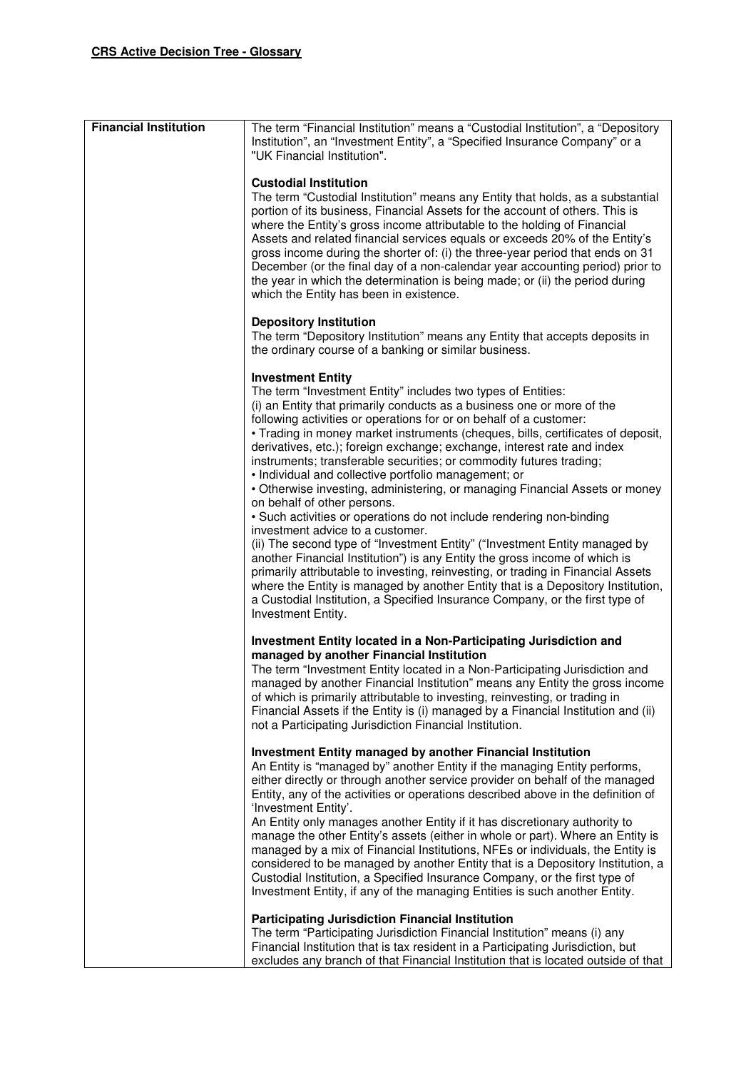**CRS Active Decision Tree - Glossary**

| **Financial Institution** | The term "Financial Institution" means a "Custodial Institution", a "Depository Institution", an "Investment Entity", a "Specified Insurance Company" or a "UK Financial Institution".<br><br>**Custodial Institution**<br>The term "Custodial Institution" means any Entity that holds, as a substantial portion of its business, Financial Assets for the account of others. This is where the Entity's gross income attributable to the holding of Financial Assets and related financial services equals or exceeds 20% of the Entity's gross income during the shorter of: (i) the three-year period that ends on 31 December (or the final day of a non-calendar year accounting period) prior to the year in which the determination is being made; or (ii) the period during which the Entity has been in existence.<br><br>**Depository Institution**<br>The term "Depository Institution" means any Entity that accepts deposits in the ordinary course of a banking or similar business.<br><br>**Investment Entity**<br>The term "Investment Entity" includes two types of Entities:<br>(i) an Entity that primarily conducts as a business one or more of the following activities or operations for or on behalf of a customer:<br>• Trading in money market instruments (cheques, bills, certificates of deposit, derivatives, etc.); foreign exchange; exchange, interest rate and index instruments; transferable securities; or commodity futures trading;<br>• Individual and collective portfolio management; or<br>• Otherwise investing, administering, or managing Financial Assets or money on behalf of other persons.<br>• Such activities or operations do not include rendering non-binding investment advice to a customer.<br>(ii) The second type of "Investment Entity" ("Investment Entity managed by another Financial Institution") is any Entity the gross income of which is primarily attributable to investing, reinvesting, or trading in Financial Assets where the Entity is managed by another Entity that is a Depository Institution, a Custodial Institution, a Specified Insurance Company, or the first type of Investment Entity.<br><br>**Investment Entity located in a Non-Participating Jurisdiction and managed by another Financial Institution**<br>The term "Investment Entity located in a Non-Participating Jurisdiction and managed by another Financial Institution" means any Entity the gross income of which is primarily attributable to investing, reinvesting, or trading in Financial Assets if the Entity is (i) managed by a Financial Institution and (ii) not a Participating Jurisdiction Financial Institution.<br><br>**Investment Entity managed by another Financial Institution**<br>An Entity is "managed by" another Entity if the managing Entity performs, either directly or through another service provider on behalf of the managed Entity, any of the activities or operations described above in the definition of 'Investment Entity'.<br>An Entity only manages another Entity if it has discretionary authority to manage the other Entity's assets (either in whole or part). Where an Entity is managed by a mix of Financial Institutions, NFEs or individuals, the Entity is considered to be managed by another Entity that is a Depository Institution, a Custodial Institution, a Specified Insurance Company, or the first type of Investment Entity, if any of the managing Entities is such another Entity.<br><br>**Participating Jurisdiction Financial Institution**<br>The term "Participating Jurisdiction Financial Institution" means (i) any Financial Institution that is tax resident in a Participating Jurisdiction, but excludes any branch of that Financial Institution that is located outside of that |
|---|---|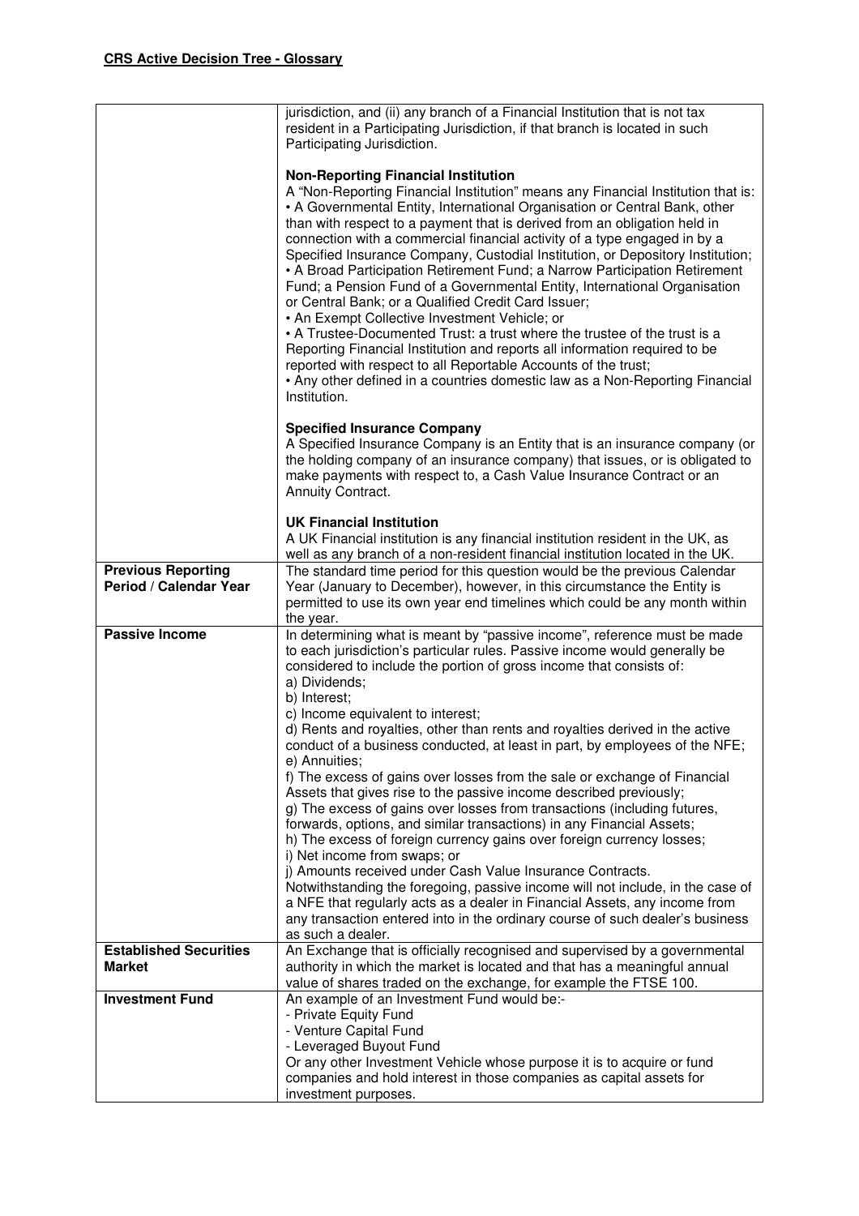**CRS Active Decision Tree - Glossary**

| | |
|---|---|
| | jurisdiction, and (ii) any branch of a Financial Institution that is not tax resident in a Participating Jurisdiction, if that branch is located in such Participating Jurisdiction.<br><br>**Non-Reporting Financial Institution**<br>A "Non-Reporting Financial Institution" means any Financial Institution that is:<br>• A Governmental Entity, International Organisation or Central Bank, other than with respect to a payment that is derived from an obligation held in connection with a commercial financial activity of a type engaged in by a Specified Insurance Company, Custodial Institution, or Depository Institution;<br>• A Broad Participation Retirement Fund; a Narrow Participation Retirement Fund; a Pension Fund of a Governmental Entity, International Organisation or Central Bank; or a Qualified Credit Card Issuer;<br>• An Exempt Collective Investment Vehicle; or<br>• A Trustee-Documented Trust: a trust where the trustee of the trust is a Reporting Financial Institution and reports all information required to be reported with respect to all Reportable Accounts of the trust;<br>• Any other defined in a countries domestic law as a Non-Reporting Financial Institution.<br><br>**Specified Insurance Company**<br>A Specified Insurance Company is an Entity that is an insurance company (or the holding company of an insurance company) that issues, or is obligated to make payments with respect to, a Cash Value Insurance Contract or an Annuity Contract.<br><br>**UK Financial Institution**<br>A UK Financial institution is any financial institution resident in the UK, as well as any branch of a non-resident financial institution located in the UK. |
| **Previous Reporting Period / Calendar Year** | The standard time period for this question would be the previous Calendar Year (January to December), however, in this circumstance the Entity is permitted to use its own year end timelines which could be any month within the year. |
| **Passive Income** | In determining what is meant by "passive income", reference must be made to each jurisdiction's particular rules. Passive income would generally be considered to include the portion of gross income that consists of:<br>a) Dividends;<br>b) Interest;<br>c) Income equivalent to interest;<br>d) Rents and royalties, other than rents and royalties derived in the active conduct of a business conducted, at least in part, by employees of the NFE;<br>e) Annuities;<br>f) The excess of gains over losses from the sale or exchange of Financial Assets that gives rise to the passive income described previously;<br>g) The excess of gains over losses from transactions (including futures, forwards, options, and similar transactions) in any Financial Assets;<br>h) The excess of foreign currency gains over foreign currency losses;<br>i) Net income from swaps; or<br>j) Amounts received under Cash Value Insurance Contracts.<br>Notwithstanding the foregoing, passive income will not include, in the case of a NFE that regularly acts as a dealer in Financial Assets, any income from any transaction entered into in the ordinary course of such dealer's business as such a dealer. |
| **Established Securities Market** | An Exchange that is officially recognised and supervised by a governmental authority in which the market is located and that has a meaningful annual value of shares traded on the exchange, for example the FTSE 100. |
| **Investment Fund** | An example of an Investment Fund would be:-<br>- Private Equity Fund<br>- Venture Capital Fund<br>- Leveraged Buyout Fund<br>Or any other Investment Vehicle whose purpose it is to acquire or fund companies and hold interest in those companies as capital assets for investment purposes. |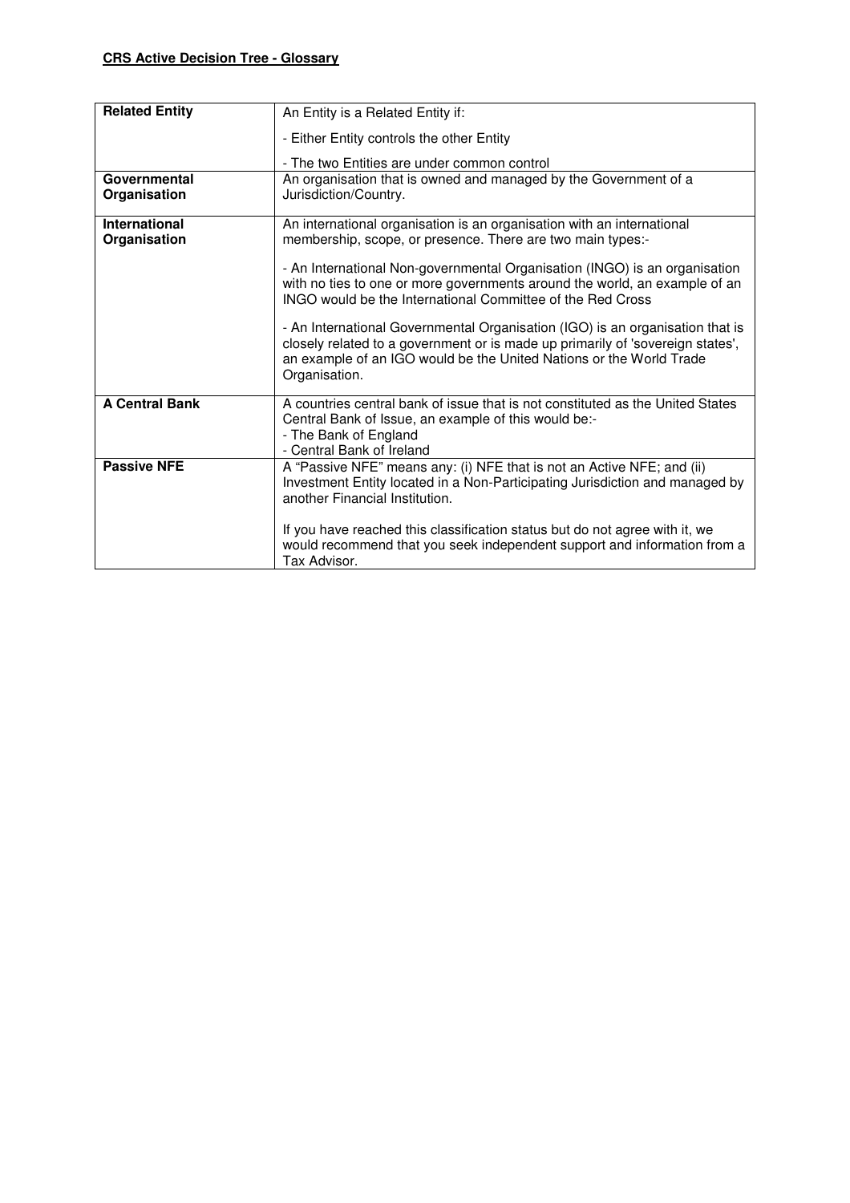**CRS Active Decision Tree - Glossary**

| | |
|---|---|
| **Related Entity** | An Entity is a Related Entity if:<br><br>- Either Entity controls the other Entity<br><br>- The two Entities are under common control |
| **Governmental Organisation** | An organisation that is owned and managed by the Government of a Jurisdiction/Country. |
| **International Organisation** | An international organisation is an organisation with an international membership, scope, or presence. There are two main types:-<br><br>- An International Non-governmental Organisation (INGO) is an organisation with no ties to one or more governments around the world, an example of an INGO would be the International Committee of the Red Cross<br><br>- An International Governmental Organisation (IGO) is an organisation that is closely related to a government or is made up primarily of 'sovereign states', an example of an IGO would be the United Nations or the World Trade Organisation. |
| **A Central Bank** | A countries central bank of issue that is not constituted as the United States Central Bank of Issue, an example of this would be:-<br>- The Bank of England<br>- Central Bank of Ireland |
| **Passive NFE** | A "Passive NFE" means any: (i) NFE that is not an Active NFE; and (ii) Investment Entity located in a Non-Participating Jurisdiction and managed by another Financial Institution.<br><br>If you have reached this classification status but do not agree with it, we would recommend that you seek independent support and information from a Tax Advisor. |